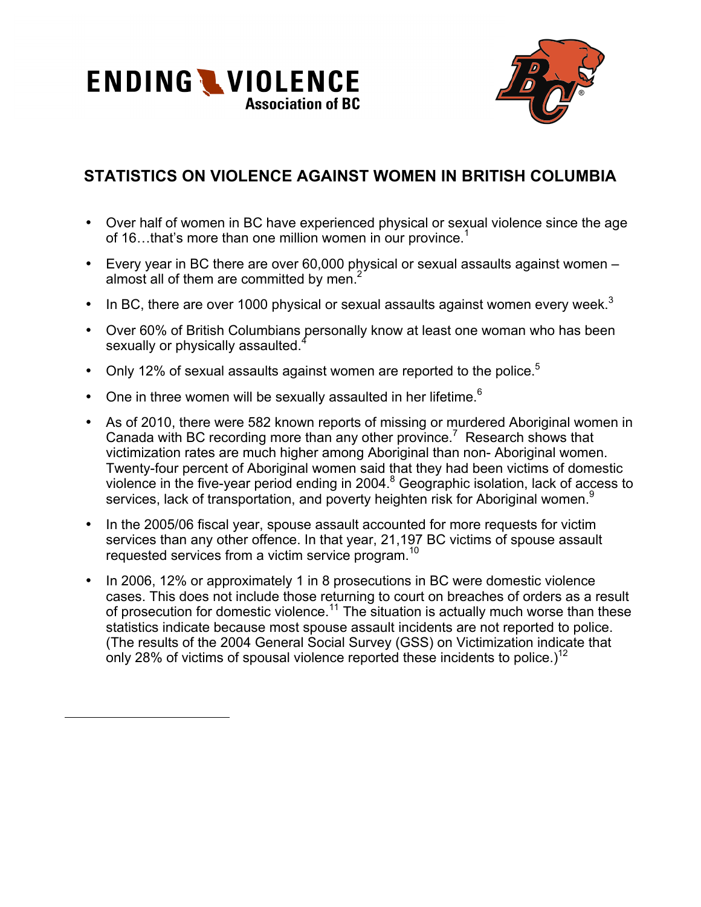ENDING VIOLENCE Association of BC

# STATISTICS ON VIOLENCE AGAINST WOMEN IN BRITISH COLUMBIA

- Over half of women in BC have experienced physical or sexual violence since the age of 16…that's more than one million women in our province.[1]
- Every year in BC there are over 60,000 physical or sexual assaults against women – almost all of them are committed by men.[2]
- In BC, there are over 1000 physical or sexual assaults against women every week.[3]
- Over 60% of British Columbians personally know at least one woman who has been sexually or physically assaulted.[4]
- Only 12% of sexual assaults against women are reported to the police.[5]
- One in three women will be sexually assaulted in her lifetime.[6]
- As of 2010, there were 582 known reports of missing or murdered Aboriginal women in Canada with BC recording more than any other province.[7] Research shows that victimization rates are much higher among Aboriginal than non- Aboriginal women. Twenty-four percent of Aboriginal women said that they had been victims of domestic violence in the five-year period ending in 2004.[8] Geographic isolation, lack of access to services, lack of transportation, and poverty heighten risk for Aboriginal women.[9]
- In the 2005/06 fiscal year, spouse assault accounted for more requests for victim services than any other offence. In that year, 21,197 BC victims of spouse assault requested services from a victim service program.[10]
- In 2006, 12% or approximately 1 in 8 prosecutions in BC were domestic violence cases. This does not include those returning to court on breaches of orders as a result of prosecution for domestic violence.[11] The situation is actually much worse than these statistics indicate because most spouse assault incidents are not reported to police. (The results of the 2004 General Social Survey (GSS) on Victimization indicate that only 28% of victims of spousal violence reported these incidents to police.)[12]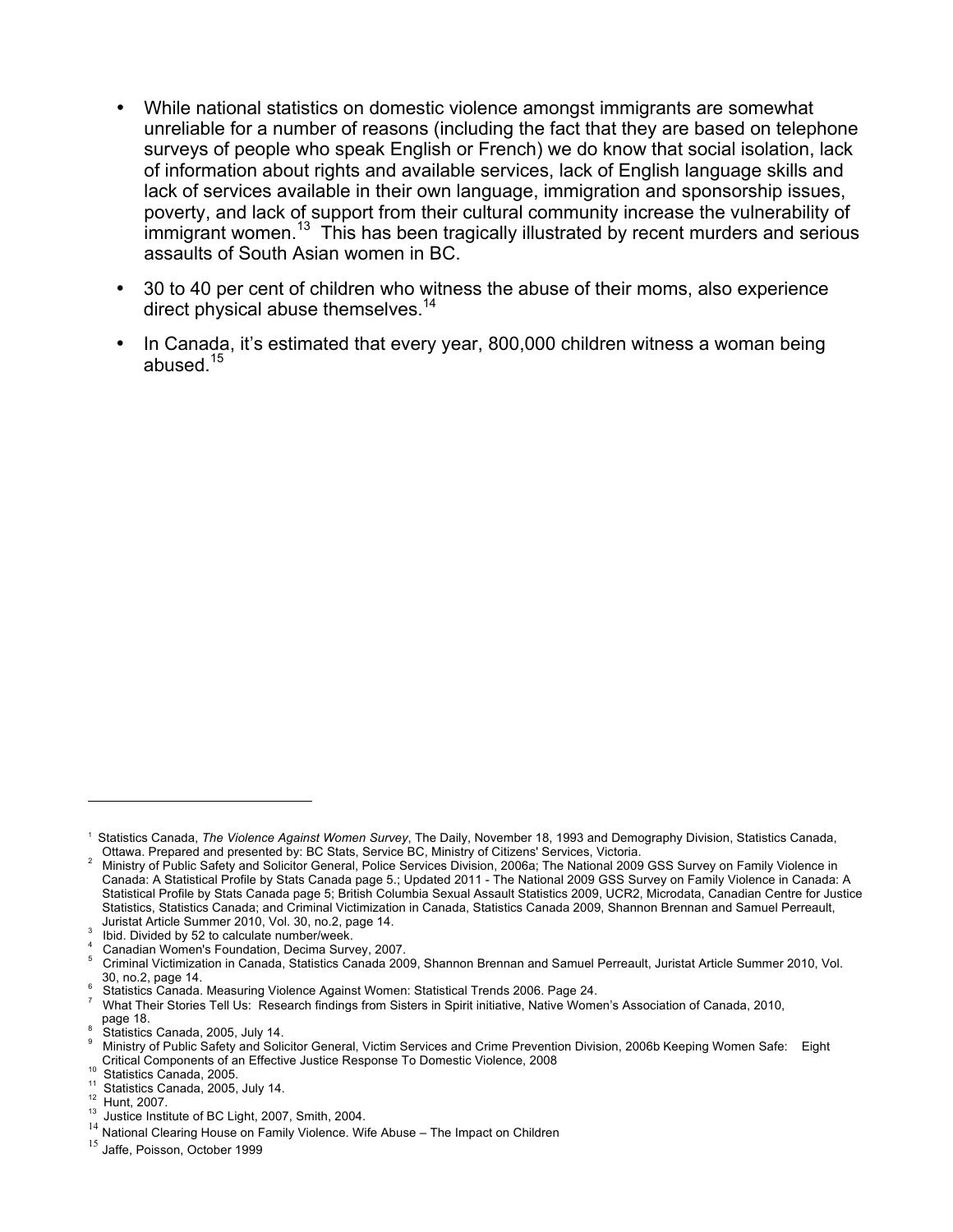- While national statistics on domestic violence amongst immigrants are somewhat unreliable for a number of reasons (including the fact that they are based on telephone surveys of people who speak English or French) we do know that social isolation, lack of information about rights and available services, lack of English language skills and lack of services available in their own language, immigration and sponsorship issues, poverty, and lack of support from their cultural community increase the vulnerability of immigrant women.[13] This has been tragically illustrated by recent murders and serious assaults of South Asian women in BC.
- 30 to 40 per cent of children who witness the abuse of their moms, also experience direct physical abuse themselves.[14]
- In Canada, it's estimated that every year, 800,000 children witness a woman being abused.[15]

---

[1] Statistics Canada, *The Violence Against Women Survey*, The Daily, November 18, 1993 and Demography Division, Statistics Canada, Ottawa. Prepared and presented by: BC Stats, Service BC, Ministry of Citizens' Services, Victoria.

[2] Ministry of Public Safety and Solicitor General, Police Services Division, 2006a; The National 2009 GSS Survey on Family Violence in Canada: A Statistical Profile by Stats Canada page 5.; Updated 2011 - The National 2009 GSS Survey on Family Violence in Canada: A Statistical Profile by Stats Canada page 5; British Columbia Sexual Assault Statistics 2009, UCR2, Microdata, Canadian Centre for Justice Statistics, Statistics Canada; and Criminal Victimization in Canada, Statistics Canada 2009, Shannon Brennan and Samuel Perreault, Juristat Article Summer 2010, Vol. 30, no.2, page 14.

[3] Ibid. Divided by 52 to calculate number/week.

[4] Canadian Women's Foundation, Decima Survey, 2007.

[5] Criminal Victimization in Canada, Statistics Canada 2009, Shannon Brennan and Samuel Perreault, Juristat Article Summer 2010, Vol. 30, no.2, page 14.

[6] Statistics Canada. Measuring Violence Against Women: Statistical Trends 2006. Page 24.

[7] What Their Stories Tell Us: Research findings from Sisters in Spirit initiative, Native Women's Association of Canada, 2010, page 18.

[8] Statistics Canada, 2005, July 14.

[9] Ministry of Public Safety and Solicitor General, Victim Services and Crime Prevention Division, 2006b Keeping Women Safe: Eight Critical Components of an Effective Justice Response To Domestic Violence, 2008

[10] Statistics Canada, 2005.

[11] Statistics Canada, 2005, July 14.

[12] Hunt, 2007.

[13] Justice Institute of BC Light, 2007, Smith, 2004.

[14] National Clearing House on Family Violence. Wife Abuse – The Impact on Children

[15] Jaffe, Poisson, October 1999